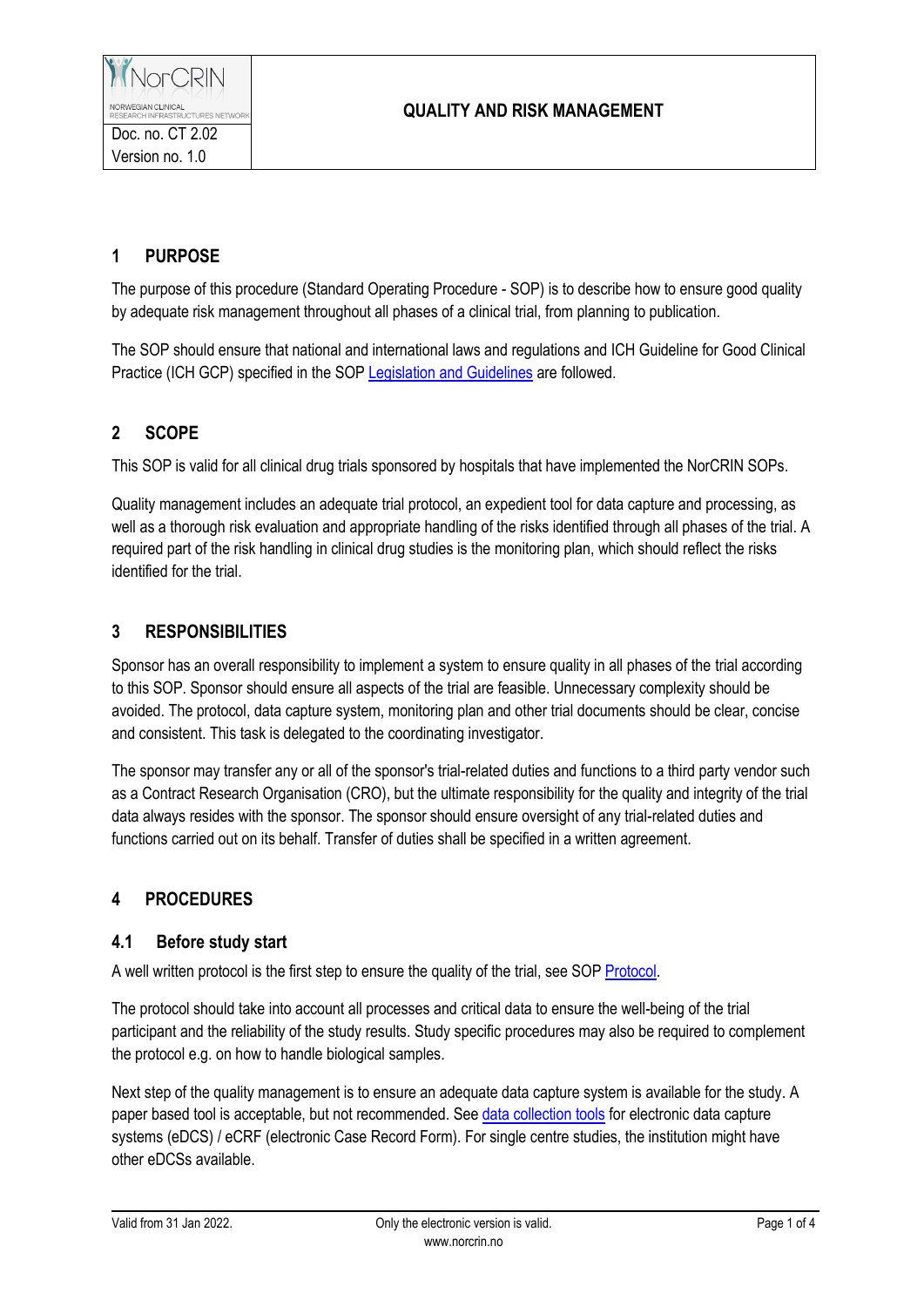| NorCRIN NORWEGIAN CLINICAL RESEARCH INFRASTRUCTURES NETWORK | QUALITY AND RISK MANAGEMENT |
| --- | --- |
| Doc. no. CT 2.02 | |
| Version no. 1.0 | |

## 1 PURPOSE

The purpose of this procedure (Standard Operating Procedure - SOP) is to describe how to ensure good quality by adequate risk management throughout all phases of a clinical trial, from planning to publication.

The SOP should ensure that national and international laws and regulations and ICH Guideline for Good Clinical Practice (ICH GCP) specified in the SOP Legislation and Guidelines are followed.

## 2 SCOPE

This SOP is valid for all clinical drug trials sponsored by hospitals that have implemented the NorCRIN SOPs.

Quality management includes an adequate trial protocol, an expedient tool for data capture and processing, as well as a thorough risk evaluation and appropriate handling of the risks identified through all phases of the trial. A required part of the risk handling in clinical drug studies is the monitoring plan, which should reflect the risks identified for the trial.

## 3 RESPONSIBILITIES

Sponsor has an overall responsibility to implement a system to ensure quality in all phases of the trial according to this SOP. Sponsor should ensure all aspects of the trial are feasible. Unnecessary complexity should be avoided. The protocol, data capture system, monitoring plan and other trial documents should be clear, concise and consistent. This task is delegated to the coordinating investigator.

The sponsor may transfer any or all of the sponsor's trial-related duties and functions to a third party vendor such as a Contract Research Organisation (CRO), but the ultimate responsibility for the quality and integrity of the trial data always resides with the sponsor. The sponsor should ensure oversight of any trial-related duties and functions carried out on its behalf. Transfer of duties shall be specified in a written agreement.

## 4 PROCEDURES

### 4.1 Before study start

A well written protocol is the first step to ensure the quality of the trial, see SOP Protocol.

The protocol should take into account all processes and critical data to ensure the well-being of the trial participant and the reliability of the study results. Study specific procedures may also be required to complement the protocol e.g. on how to handle biological samples.

Next step of the quality management is to ensure an adequate data capture system is available for the study. A paper based tool is acceptable, but not recommended. See data collection tools for electronic data capture systems (eDCS) / eCRF (electronic Case Record Form). For single centre studies, the institution might have other eDCSs available.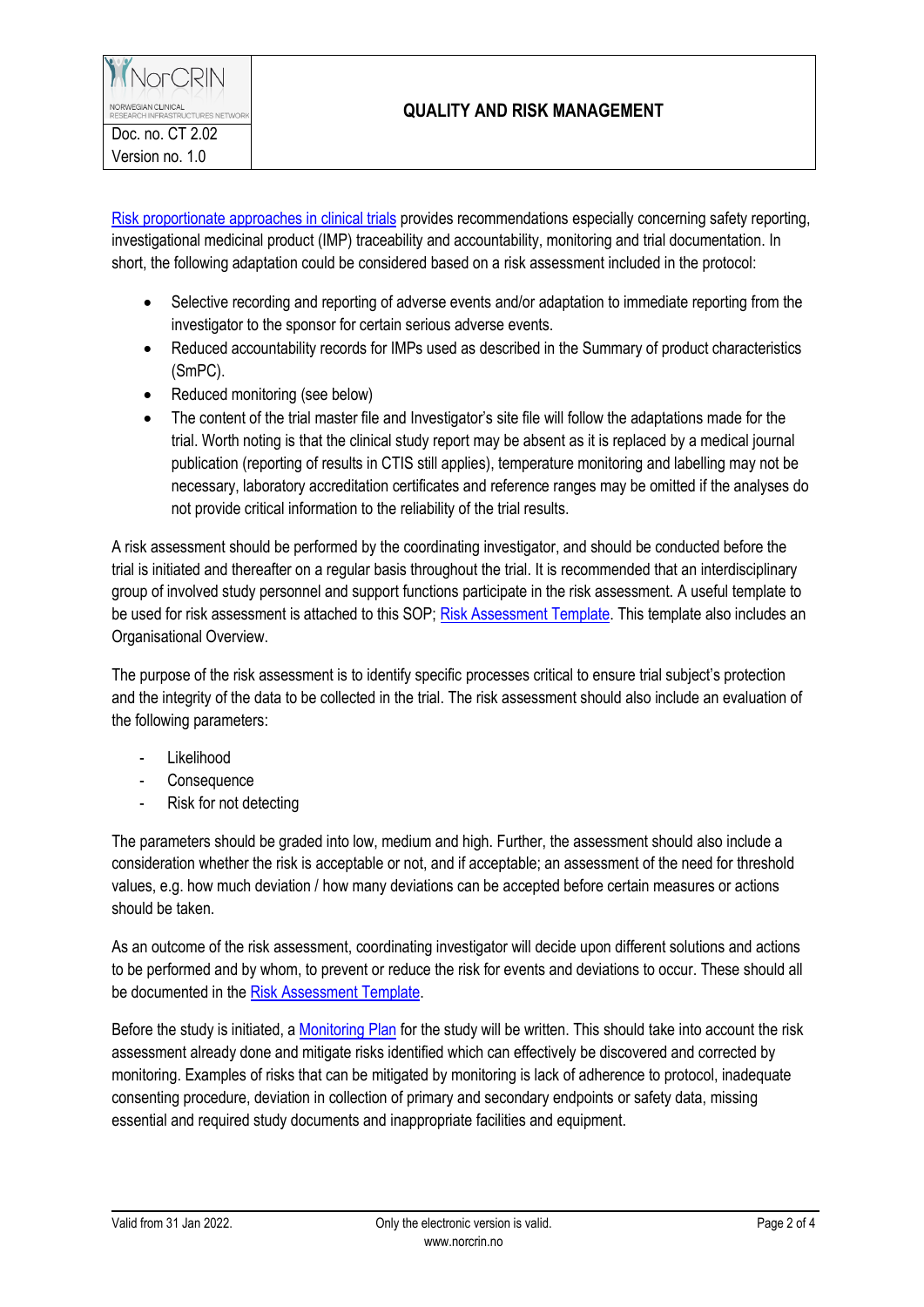Risk proportionate approaches in clinical trials provides recommendations especially concerning safety reporting, investigational medicinal product (IMP) traceability and accountability, monitoring and trial documentation. In short, the following adaptation could be considered based on a risk assessment included in the protocol:

- Selective recording and reporting of adverse events and/or adaptation to immediate reporting from the investigator to the sponsor for certain serious adverse events.
- Reduced accountability records for IMPs used as described in the Summary of product characteristics (SmPC).
- Reduced monitoring (see below)
- The content of the trial master file and Investigator's site file will follow the adaptations made for the trial. Worth noting is that the clinical study report may be absent as it is replaced by a medical journal publication (reporting of results in CTIS still applies), temperature monitoring and labelling may not be necessary, laboratory accreditation certificates and reference ranges may be omitted if the analyses do not provide critical information to the reliability of the trial results.

A risk assessment should be performed by the coordinating investigator, and should be conducted before the trial is initiated and thereafter on a regular basis throughout the trial. It is recommended that an interdisciplinary group of involved study personnel and support functions participate in the risk assessment. A useful template to be used for risk assessment is attached to this SOP; Risk Assessment Template. This template also includes an Organisational Overview.

The purpose of the risk assessment is to identify specific processes critical to ensure trial subject's protection and the integrity of the data to be collected in the trial. The risk assessment should also include an evaluation of the following parameters:

- Likelihood
- Consequence
- Risk for not detecting

The parameters should be graded into low, medium and high. Further, the assessment should also include a consideration whether the risk is acceptable or not, and if acceptable; an assessment of the need for threshold values, e.g. how much deviation / how many deviations can be accepted before certain measures or actions should be taken.

As an outcome of the risk assessment, coordinating investigator will decide upon different solutions and actions to be performed and by whom, to prevent or reduce the risk for events and deviations to occur. These should all be documented in the Risk Assessment Template.

Before the study is initiated, a Monitoring Plan for the study will be written. This should take into account the risk assessment already done and mitigate risks identified which can effectively be discovered and corrected by monitoring. Examples of risks that can be mitigated by monitoring is lack of adherence to protocol, inadequate consenting procedure, deviation in collection of primary and secondary endpoints or safety data, missing essential and required study documents and inappropriate facilities and equipment.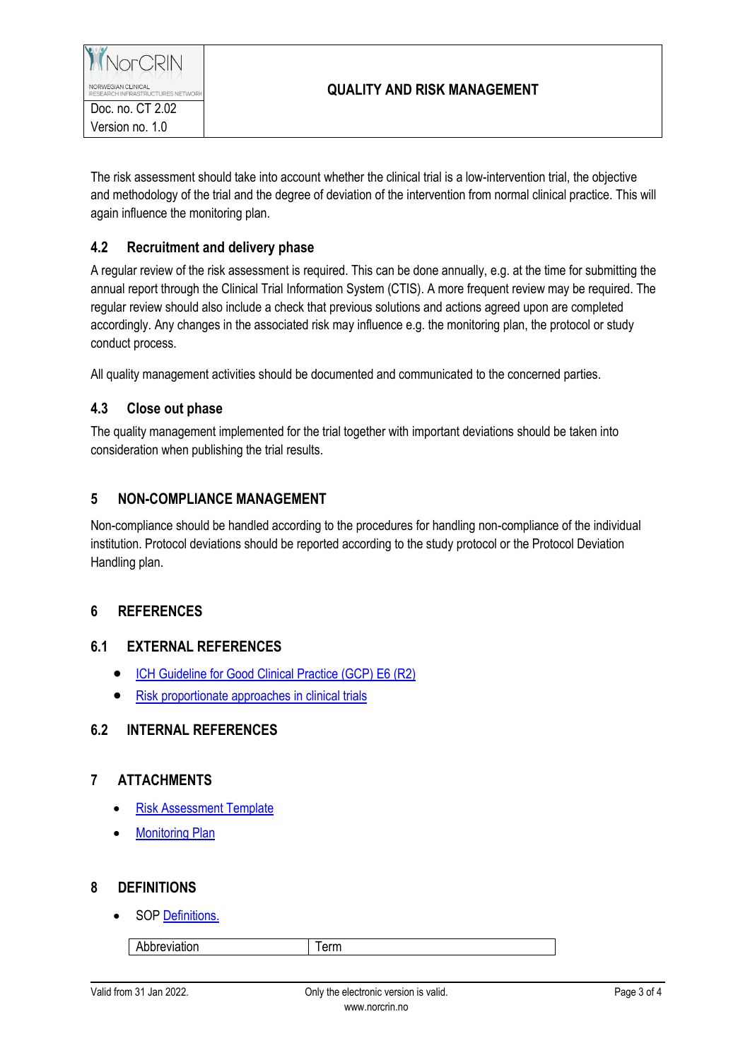The risk assessment should take into account whether the clinical trial is a low-intervention trial, the objective and methodology of the trial and the degree of deviation of the intervention from normal clinical practice. This will again influence the monitoring plan.

### 4.2 Recruitment and delivery phase

A regular review of the risk assessment is required. This can be done annually, e.g. at the time for submitting the annual report through the Clinical Trial Information System (CTIS). A more frequent review may be required. The regular review should also include a check that previous solutions and actions agreed upon are completed accordingly. Any changes in the associated risk may influence e.g. the monitoring plan, the protocol or study conduct process.

All quality management activities should be documented and communicated to the concerned parties.

### 4.3 Close out phase

The quality management implemented for the trial together with important deviations should be taken into consideration when publishing the trial results.

## 5 NON-COMPLIANCE MANAGEMENT

Non-compliance should be handled according to the procedures for handling non-compliance of the individual institution. Protocol deviations should be reported according to the study protocol or the Protocol Deviation Handling plan.

## 6 REFERENCES

### 6.1 EXTERNAL REFERENCES

- ICH Guideline for Good Clinical Practice (GCP) E6 (R2)
- Risk proportionate approaches in clinical trials

### 6.2 INTERNAL REFERENCES

## 7 ATTACHMENTS

- Risk Assessment Template
- Monitoring Plan

## 8 DEFINITIONS

- SOP Definitions.

| Abbreviation | Term |
|---|---|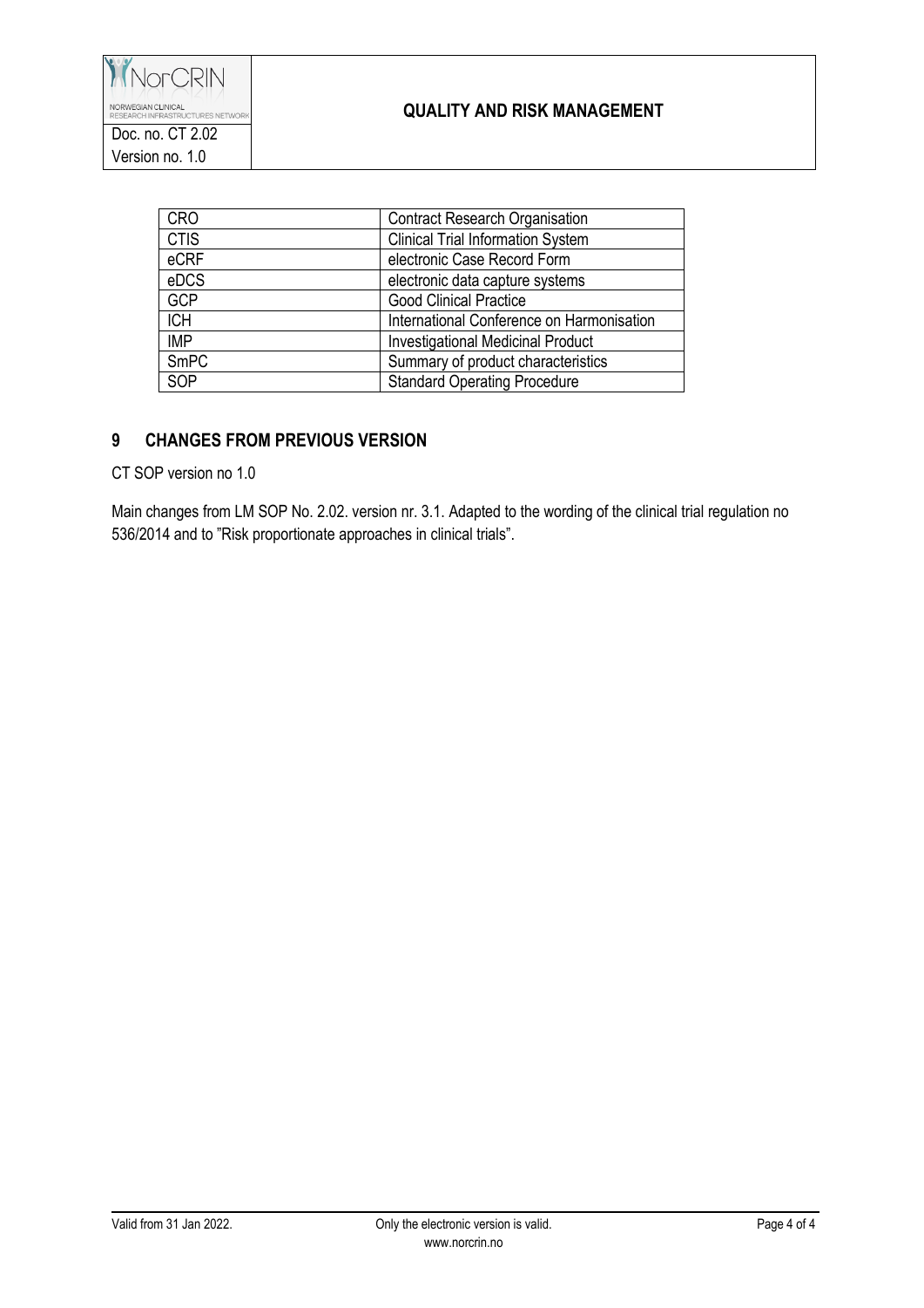| | |
|---|---|
| CRO | Contract Research Organisation |
| CTIS | Clinical Trial Information System |
| eCRF | electronic Case Record Form |
| eDCS | electronic data capture systems |
| GCP | Good Clinical Practice |
| ICH | International Conference on Harmonisation |
| IMP | Investigational Medicinal Product |
| SmPC | Summary of product characteristics |
| SOP | Standard Operating Procedure |

## 9 CHANGES FROM PREVIOUS VERSION

CT SOP version no 1.0

Main changes from LM SOP No. 2.02. version nr. 3.1. Adapted to the wording of the clinical trial regulation no 536/2014 and to "Risk proportionate approaches in clinical trials".